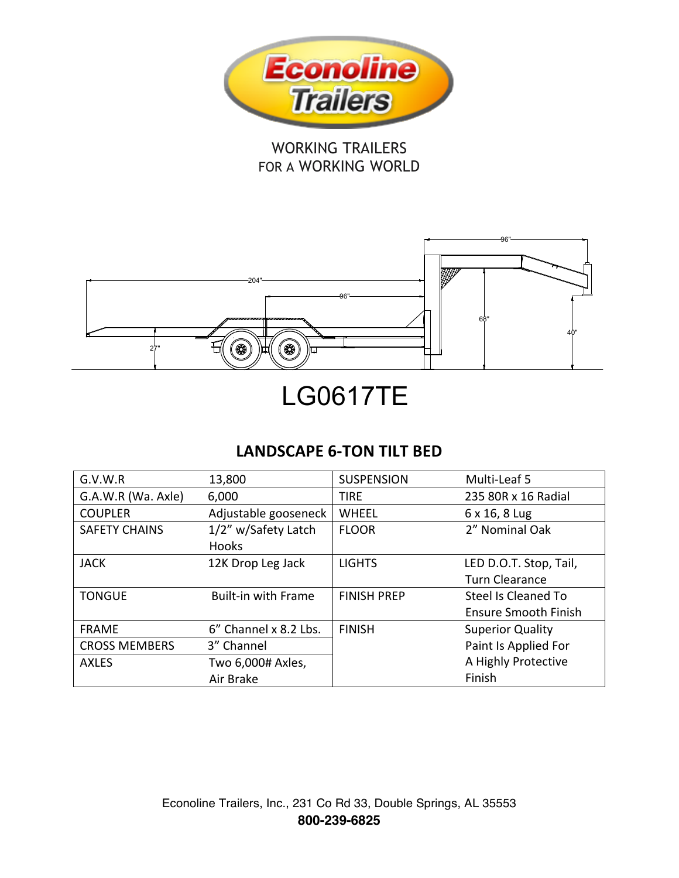Econoline Trailers

WORKING TRAILERS
FOR A WORKING WORLD

# LG0617TE

## LANDSCAPE 6-TON TILT BED

| G.V.W.R | 13,800 | SUSPENSION | Multi-Leaf 5 |
|---|---|---|---|
| G.A.W.R (Wa. Axle) | 6,000 | TIRE | 235 80R x 16 Radial |
| COUPLER | Adjustable gooseneck | WHEEL | 6 x 16, 8 Lug |
| SAFETY CHAINS | 1/2" w/Safety Latch Hooks | FLOOR | 2" Nominal Oak |
| JACK | 12K Drop Leg Jack | LIGHTS | LED D.O.T. Stop, Tail, Turn Clearance |
| TONGUE | Built-in with Frame | FINISH PREP | Steel Is Cleaned To Ensure Smooth Finish |
| FRAME | 6" Channel x 8.2 Lbs. | FINISH | Superior Quality Paint Is Applied For A Highly Protective Finish |
| CROSS MEMBERS | 3" Channel | | |
| AXLES | Two 6,000# Axles, Air Brake | | |

Econoline Trailers, Inc., 231 Co Rd 33, Double Springs, AL 35553
**800-239-6825**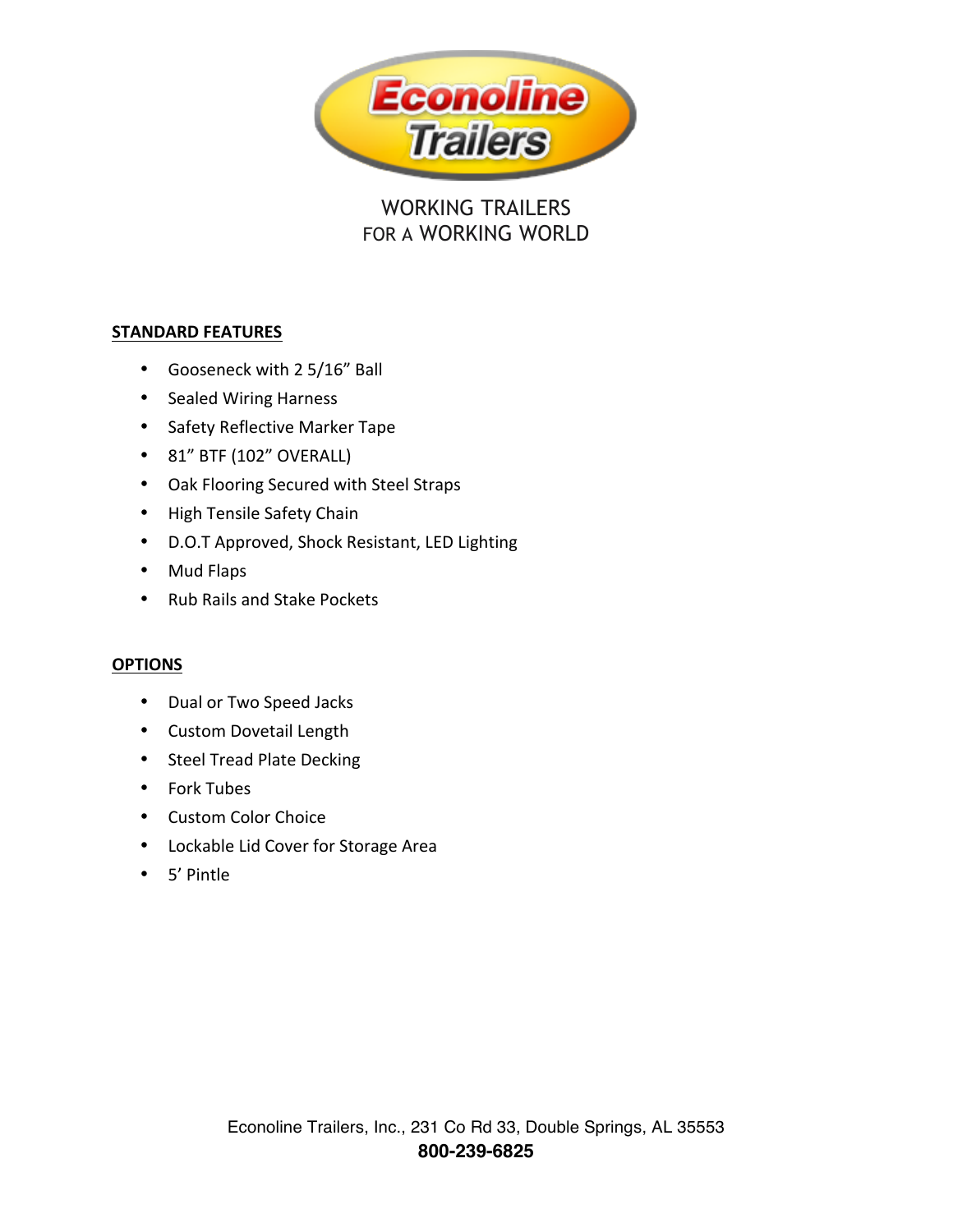Econoline Trailers

WORKING TRAILERS
FOR A WORKING WORLD

**STANDARD FEATURES**

- Gooseneck with 2 5/16" Ball
- Sealed Wiring Harness
- Safety Reflective Marker Tape
- 81" BTF (102" OVERALL)
- Oak Flooring Secured with Steel Straps
- High Tensile Safety Chain
- D.O.T Approved, Shock Resistant, LED Lighting
- Mud Flaps
- Rub Rails and Stake Pockets

**OPTIONS**

- Dual or Two Speed Jacks
- Custom Dovetail Length
- Steel Tread Plate Decking
- Fork Tubes
- Custom Color Choice
- Lockable Lid Cover for Storage Area
- 5' Pintle

Econoline Trailers, Inc., 231 Co Rd 33, Double Springs, AL 35553

**800-239-6825**